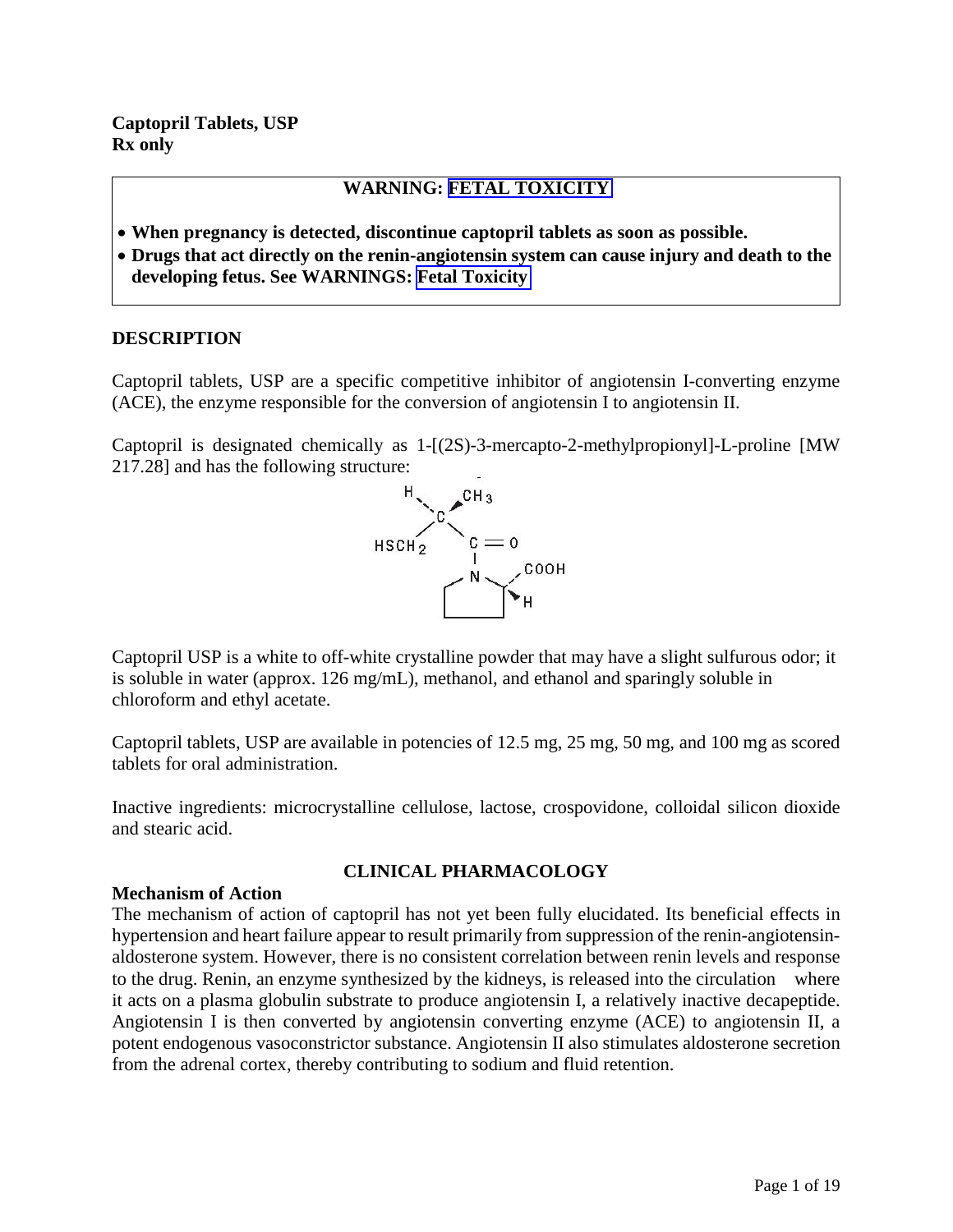**Captopril Tablets, USP**
**Rx only**

> **WARNING: FETAL TOXICITY**
>
> - **When pregnancy is detected, discontinue captopril tablets as soon as possible.**
> - **Drugs that act directly on the renin-angiotensin system can cause injury and death to the developing fetus. See WARNINGS: Fetal Toxicity**

## DESCRIPTION

Captopril tablets, USP are a specific competitive inhibitor of angiotensin I-converting enzyme (ACE), the enzyme responsible for the conversion of angiotensin I to angiotensin II.

Captopril is designated chemically as 1-[(2S)-3-mercapto-2-methylpropionyl]-L-proline [MW 217.28] and has the following structure:

Captopril USP is a white to off-white crystalline powder that may have a slight sulfurous odor; it is soluble in water (approx. 126 mg/mL), methanol, and ethanol and sparingly soluble in chloroform and ethyl acetate.

Captopril tablets, USP are available in potencies of 12.5 mg, 25 mg, 50 mg, and 100 mg as scored tablets for oral administration.

Inactive ingredients: microcrystalline cellulose, lactose, crospovidone, colloidal silicon dioxide and stearic acid.

## CLINICAL PHARMACOLOGY

### Mechanism of Action

The mechanism of action of captopril has not yet been fully elucidated. Its beneficial effects in hypertension and heart failure appear to result primarily from suppression of the renin-angiotensin-aldosterone system. However, there is no consistent correlation between renin levels and response to the drug. Renin, an enzyme synthesized by the kidneys, is released into the circulation where it acts on a plasma globulin substrate to produce angiotensin I, a relatively inactive decapeptide. Angiotensin I is then converted by angiotensin converting enzyme (ACE) to angiotensin II, a potent endogenous vasoconstrictor substance. Angiotensin II also stimulates aldosterone secretion from the adrenal cortex, thereby contributing to sodium and fluid retention.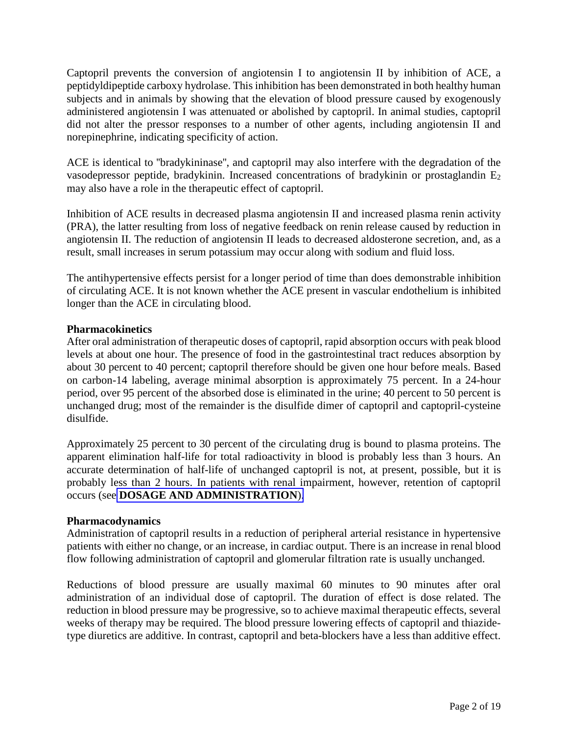Captopril prevents the conversion of angiotensin I to angiotensin II by inhibition of ACE, a peptidyldipeptide carboxy hydrolase. This inhibition has been demonstrated in both healthy human subjects and in animals by showing that the elevation of blood pressure caused by exogenously administered angiotensin I was attenuated or abolished by captopril. In animal studies, captopril did not alter the pressor responses to a number of other agents, including angiotensin II and norepinephrine, indicating specificity of action.

ACE is identical to "bradykininase", and captopril may also interfere with the degradation of the vasodepressor peptide, bradykinin. Increased concentrations of bradykinin or prostaglandin $E_2$ may also have a role in the therapeutic effect of captopril.

Inhibition of ACE results in decreased plasma angiotensin II and increased plasma renin activity (PRA), the latter resulting from loss of negative feedback on renin release caused by reduction in angiotensin II. The reduction of angiotensin II leads to decreased aldosterone secretion, and, as a result, small increases in serum potassium may occur along with sodium and fluid loss.

The antihypertensive effects persist for a longer period of time than does demonstrable inhibition of circulating ACE. It is not known whether the ACE present in vascular endothelium is inhibited longer than the ACE in circulating blood.

**Pharmacokinetics**

After oral administration of therapeutic doses of captopril, rapid absorption occurs with peak blood levels at about one hour. The presence of food in the gastrointestinal tract reduces absorption by about 30 percent to 40 percent; captopril therefore should be given one hour before meals. Based on carbon-14 labeling, average minimal absorption is approximately 75 percent. In a 24-hour period, over 95 percent of the absorbed dose is eliminated in the urine; 40 percent to 50 percent is unchanged drug; most of the remainder is the disulfide dimer of captopril and captopril-cysteine disulfide.

Approximately 25 percent to 30 percent of the circulating drug is bound to plasma proteins. The apparent elimination half-life for total radioactivity in blood is probably less than 3 hours. An accurate determination of half-life of unchanged captopril is not, at present, possible, but it is probably less than 2 hours. In patients with renal impairment, however, retention of captopril occurs (see **DOSAGE AND ADMINISTRATION**).

**Pharmacodynamics**

Administration of captopril results in a reduction of peripheral arterial resistance in hypertensive patients with either no change, or an increase, in cardiac output. There is an increase in renal blood flow following administration of captopril and glomerular filtration rate is usually unchanged.

Reductions of blood pressure are usually maximal 60 minutes to 90 minutes after oral administration of an individual dose of captopril. The duration of effect is dose related. The reduction in blood pressure may be progressive, so to achieve maximal therapeutic effects, several weeks of therapy may be required. The blood pressure lowering effects of captopril and thiazide-type diuretics are additive. In contrast, captopril and beta-blockers have a less than additive effect.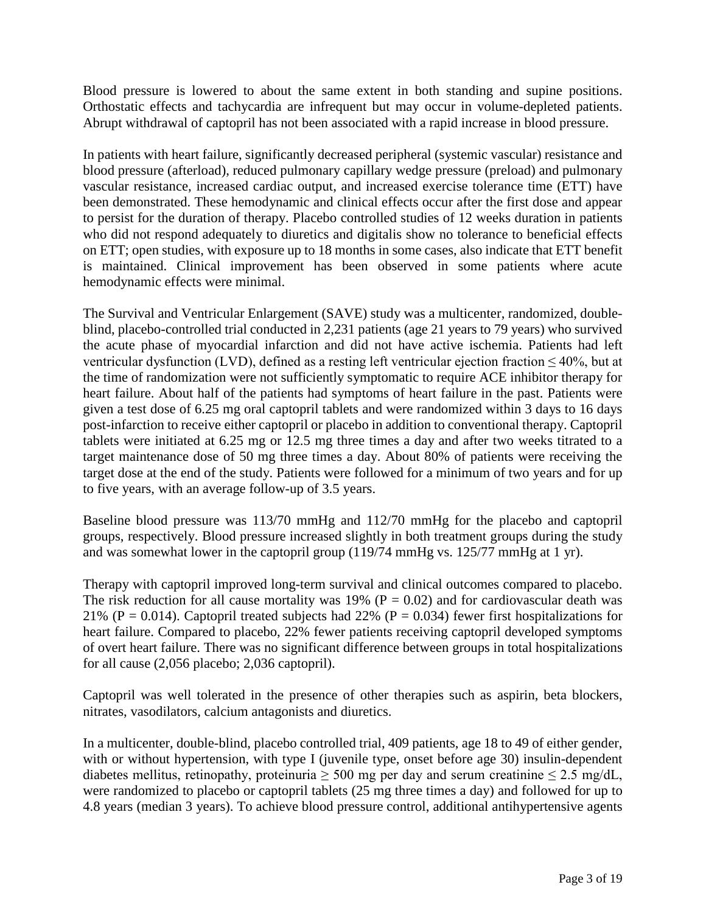Blood pressure is lowered to about the same extent in both standing and supine positions. Orthostatic effects and tachycardia are infrequent but may occur in volume-depleted patients. Abrupt withdrawal of captopril has not been associated with a rapid increase in blood pressure.

In patients with heart failure, significantly decreased peripheral (systemic vascular) resistance and blood pressure (afterload), reduced pulmonary capillary wedge pressure (preload) and pulmonary vascular resistance, increased cardiac output, and increased exercise tolerance time (ETT) have been demonstrated. These hemodynamic and clinical effects occur after the first dose and appear to persist for the duration of therapy. Placebo controlled studies of 12 weeks duration in patients who did not respond adequately to diuretics and digitalis show no tolerance to beneficial effects on ETT; open studies, with exposure up to 18 months in some cases, also indicate that ETT benefit is maintained. Clinical improvement has been observed in some patients where acute hemodynamic effects were minimal.

The Survival and Ventricular Enlargement (SAVE) study was a multicenter, randomized, double-blind, placebo-controlled trial conducted in 2,231 patients (age 21 years to 79 years) who survived the acute phase of myocardial infarction and did not have active ischemia. Patients had left ventricular dysfunction (LVD), defined as a resting left ventricular ejection fraction $\leq$ 40%, but at the time of randomization were not sufficiently symptomatic to require ACE inhibitor therapy for heart failure. About half of the patients had symptoms of heart failure in the past. Patients were given a test dose of 6.25 mg oral captopril tablets and were randomized within 3 days to 16 days post-infarction to receive either captopril or placebo in addition to conventional therapy. Captopril tablets were initiated at 6.25 mg or 12.5 mg three times a day and after two weeks titrated to a target maintenance dose of 50 mg three times a day. About 80% of patients were receiving the target dose at the end of the study. Patients were followed for a minimum of two years and for up to five years, with an average follow-up of 3.5 years.

Baseline blood pressure was 113/70 mmHg and 112/70 mmHg for the placebo and captopril groups, respectively. Blood pressure increased slightly in both treatment groups during the study and was somewhat lower in the captopril group (119/74 mmHg vs. 125/77 mmHg at 1 yr).

Therapy with captopril improved long-term survival and clinical outcomes compared to placebo. The risk reduction for all cause mortality was 19% ($P = 0.02$) and for cardiovascular death was 21% ($P = 0.014$). Captopril treated subjects had 22% ($P = 0.034$) fewer first hospitalizations for heart failure. Compared to placebo, 22% fewer patients receiving captopril developed symptoms of overt heart failure. There was no significant difference between groups in total hospitalizations for all cause (2,056 placebo; 2,036 captopril).

Captopril was well tolerated in the presence of other therapies such as aspirin, beta blockers, nitrates, vasodilators, calcium antagonists and diuretics.

In a multicenter, double-blind, placebo controlled trial, 409 patients, age 18 to 49 of either gender, with or without hypertension, with type I (juvenile type, onset before age 30) insulin-dependent diabetes mellitus, retinopathy, proteinuria $\geq$ 500 mg per day and serum creatinine $\leq$ 2.5 mg/dL, were randomized to placebo or captopril tablets (25 mg three times a day) and followed for up to 4.8 years (median 3 years). To achieve blood pressure control, additional antihypertensive agents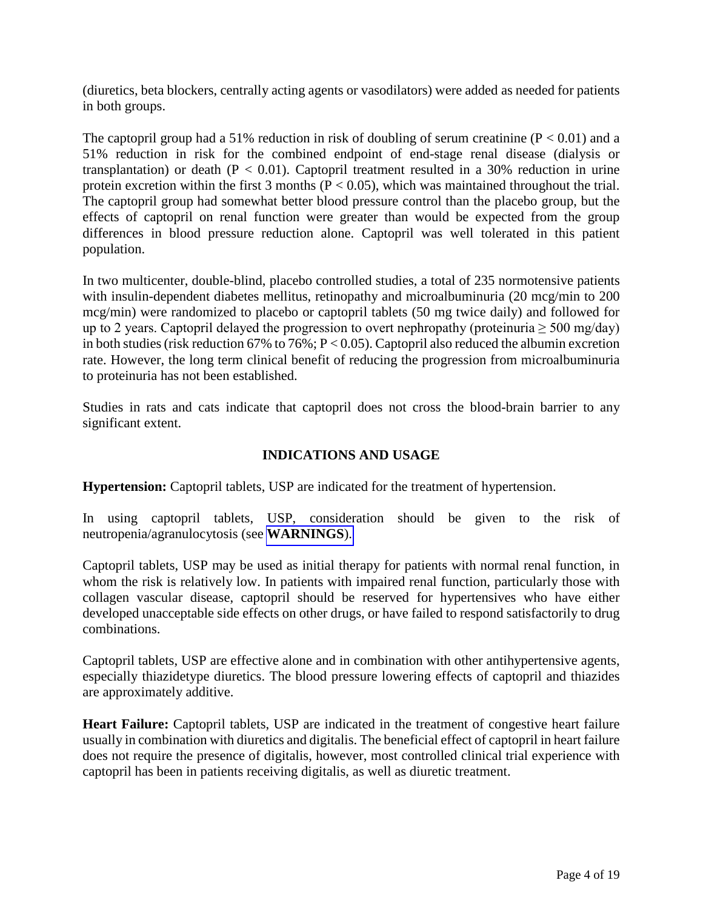(diuretics, beta blockers, centrally acting agents or vasodilators) were added as needed for patients in both groups.

The captopril group had a 51% reduction in risk of doubling of serum creatinine ($P < 0.01$) and a 51% reduction in risk for the combined endpoint of end-stage renal disease (dialysis or transplantation) or death ($P < 0.01$). Captopril treatment resulted in a 30% reduction in urine protein excretion within the first 3 months ($P < 0.05$), which was maintained throughout the trial. The captopril group had somewhat better blood pressure control than the placebo group, but the effects of captopril on renal function were greater than would be expected from the group differences in blood pressure reduction alone. Captopril was well tolerated in this patient population.

In two multicenter, double-blind, placebo controlled studies, a total of 235 normotensive patients with insulin-dependent diabetes mellitus, retinopathy and microalbuminuria (20 mcg/min to 200 mcg/min) were randomized to placebo or captopril tablets (50 mg twice daily) and followed for up to 2 years. Captopril delayed the progression to overt nephropathy (proteinuria $\geq$ 500 mg/day) in both studies (risk reduction 67% to 76%; $P < 0.05$). Captopril also reduced the albumin excretion rate. However, the long term clinical benefit of reducing the progression from microalbuminuria to proteinuria has not been established.

Studies in rats and cats indicate that captopril does not cross the blood-brain barrier to any significant extent.

## INDICATIONS AND USAGE

**Hypertension:** Captopril tablets, USP are indicated for the treatment of hypertension.

In using captopril tablets, USP, consideration should be given to the risk of neutropenia/agranulocytosis (see **WARNINGS**).

Captopril tablets, USP may be used as initial therapy for patients with normal renal function, in whom the risk is relatively low. In patients with impaired renal function, particularly those with collagen vascular disease, captopril should be reserved for hypertensives who have either developed unacceptable side effects on other drugs, or have failed to respond satisfactorily to drug combinations.

Captopril tablets, USP are effective alone and in combination with other antihypertensive agents, especially thiazidetype diuretics. The blood pressure lowering effects of captopril and thiazides are approximately additive.

**Heart Failure:** Captopril tablets, USP are indicated in the treatment of congestive heart failure usually in combination with diuretics and digitalis. The beneficial effect of captopril in heart failure does not require the presence of digitalis, however, most controlled clinical trial experience with captopril has been in patients receiving digitalis, as well as diuretic treatment.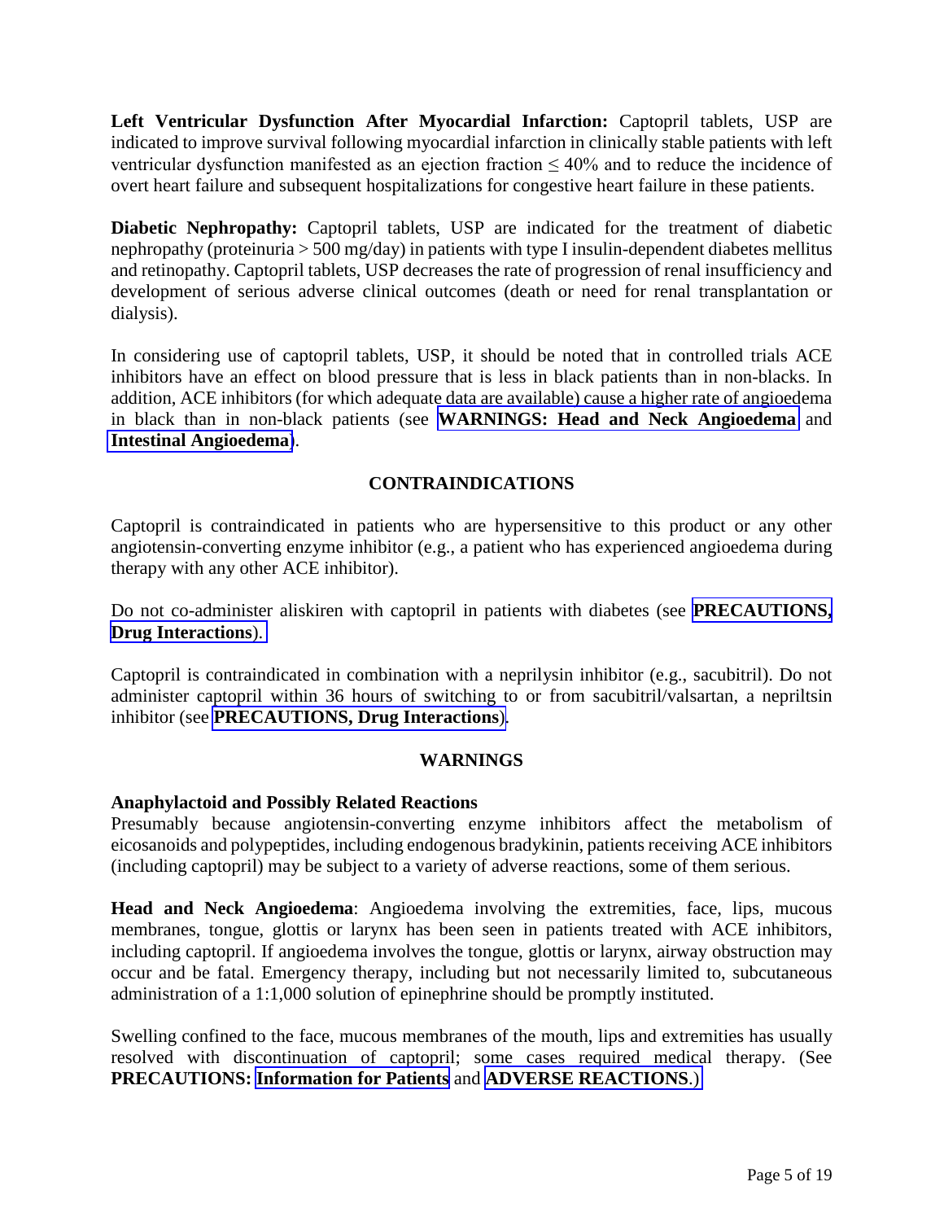**Left Ventricular Dysfunction After Myocardial Infarction:** Captopril tablets, USP are indicated to improve survival following myocardial infarction in clinically stable patients with left ventricular dysfunction manifested as an ejection fraction ≤ 40% and to reduce the incidence of overt heart failure and subsequent hospitalizations for congestive heart failure in these patients.

**Diabetic Nephropathy:** Captopril tablets, USP are indicated for the treatment of diabetic nephropathy (proteinuria > 500 mg/day) in patients with type I insulin-dependent diabetes mellitus and retinopathy. Captopril tablets, USP decreases the rate of progression of renal insufficiency and development of serious adverse clinical outcomes (death or need for renal transplantation or dialysis).

In considering use of captopril tablets, USP, it should be noted that in controlled trials ACE inhibitors have an effect on blood pressure that is less in black patients than in non-blacks. In addition, ACE inhibitors (for which adequate data are available) cause a higher rate of angioedema in black than in non-black patients (see **WARNINGS: Head and Neck Angioedema** and **Intestinal Angioedema**).

## CONTRAINDICATIONS

Captopril is contraindicated in patients who are hypersensitive to this product or any other angiotensin-converting enzyme inhibitor (e.g., a patient who has experienced angioedema during therapy with any other ACE inhibitor).

Do not co-administer aliskiren with captopril in patients with diabetes (see **PRECAUTIONS, Drug Interactions**).

Captopril is contraindicated in combination with a neprilysin inhibitor (e.g., sacubitril). Do not administer captopril within 36 hours of switching to or from sacubitril/valsartan, a nepriltsin inhibitor (see **PRECAUTIONS, Drug Interactions**).

## WARNINGS

### Anaphylactoid and Possibly Related Reactions

Presumably because angiotensin-converting enzyme inhibitors affect the metabolism of eicosanoids and polypeptides, including endogenous bradykinin, patients receiving ACE inhibitors (including captopril) may be subject to a variety of adverse reactions, some of them serious.

**Head and Neck Angioedema**: Angioedema involving the extremities, face, lips, mucous membranes, tongue, glottis or larynx has been seen in patients treated with ACE inhibitors, including captopril. If angioedema involves the tongue, glottis or larynx, airway obstruction may occur and be fatal. Emergency therapy, including but not necessarily limited to, subcutaneous administration of a 1:1,000 solution of epinephrine should be promptly instituted.

Swelling confined to the face, mucous membranes of the mouth, lips and extremities has usually resolved with discontinuation of captopril; some cases required medical therapy. (See **PRECAUTIONS: Information for Patients** and **ADVERSE REACTIONS**.)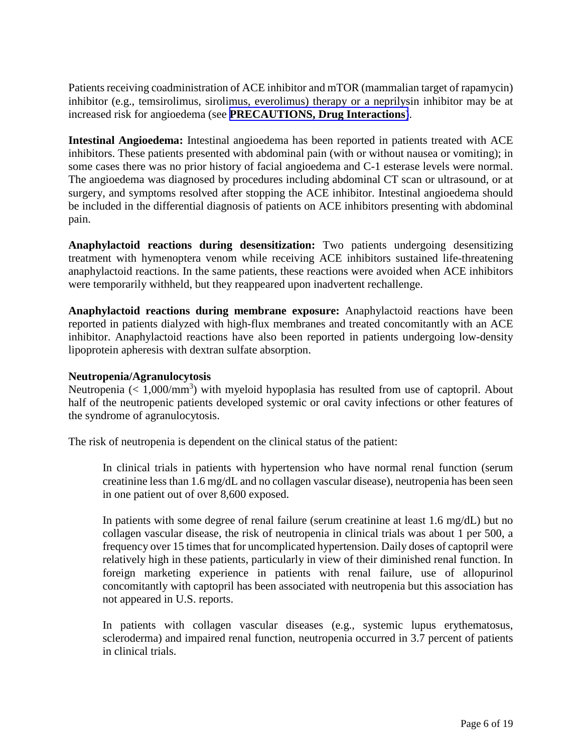Patients receiving coadministration of ACE inhibitor and mTOR (mammalian target of rapamycin) inhibitor (e.g., temsirolimus, sirolimus, everolimus) therapy or a neprilysin inhibitor may be at increased risk for angioedema (see **PRECAUTIONS, Drug Interactions**).

**Intestinal Angioedema:** Intestinal angioedema has been reported in patients treated with ACE inhibitors. These patients presented with abdominal pain (with or without nausea or vomiting); in some cases there was no prior history of facial angioedema and C-1 esterase levels were normal. The angioedema was diagnosed by procedures including abdominal CT scan or ultrasound, or at surgery, and symptoms resolved after stopping the ACE inhibitor. Intestinal angioedema should be included in the differential diagnosis of patients on ACE inhibitors presenting with abdominal pain.

**Anaphylactoid reactions during desensitization:** Two patients undergoing desensitizing treatment with hymenoptera venom while receiving ACE inhibitors sustained life-threatening anaphylactoid reactions. In the same patients, these reactions were avoided when ACE inhibitors were temporarily withheld, but they reappeared upon inadvertent rechallenge.

**Anaphylactoid reactions during membrane exposure:** Anaphylactoid reactions have been reported in patients dialyzed with high-flux membranes and treated concomitantly with an ACE inhibitor. Anaphylactoid reactions have also been reported in patients undergoing low-density lipoprotein apheresis with dextran sulfate absorption.

**Neutropenia/Agranulocytosis**

Neutropenia ($< 1{,}000/mm^3$) with myeloid hypoplasia has resulted from use of captopril. About half of the neutropenic patients developed systemic or oral cavity infections or other features of the syndrome of agranulocytosis.

The risk of neutropenia is dependent on the clinical status of the patient:

> In clinical trials in patients with hypertension who have normal renal function (serum creatinine less than 1.6 mg/dL and no collagen vascular disease), neutropenia has been seen in one patient out of over 8,600 exposed.
>
> In patients with some degree of renal failure (serum creatinine at least 1.6 mg/dL) but no collagen vascular disease, the risk of neutropenia in clinical trials was about 1 per 500, a frequency over 15 times that for uncomplicated hypertension. Daily doses of captopril were relatively high in these patients, particularly in view of their diminished renal function. In foreign marketing experience in patients with renal failure, use of allopurinol concomitantly with captopril has been associated with neutropenia but this association has not appeared in U.S. reports.
>
> In patients with collagen vascular diseases (e.g., systemic lupus erythematosus, scleroderma) and impaired renal function, neutropenia occurred in 3.7 percent of patients in clinical trials.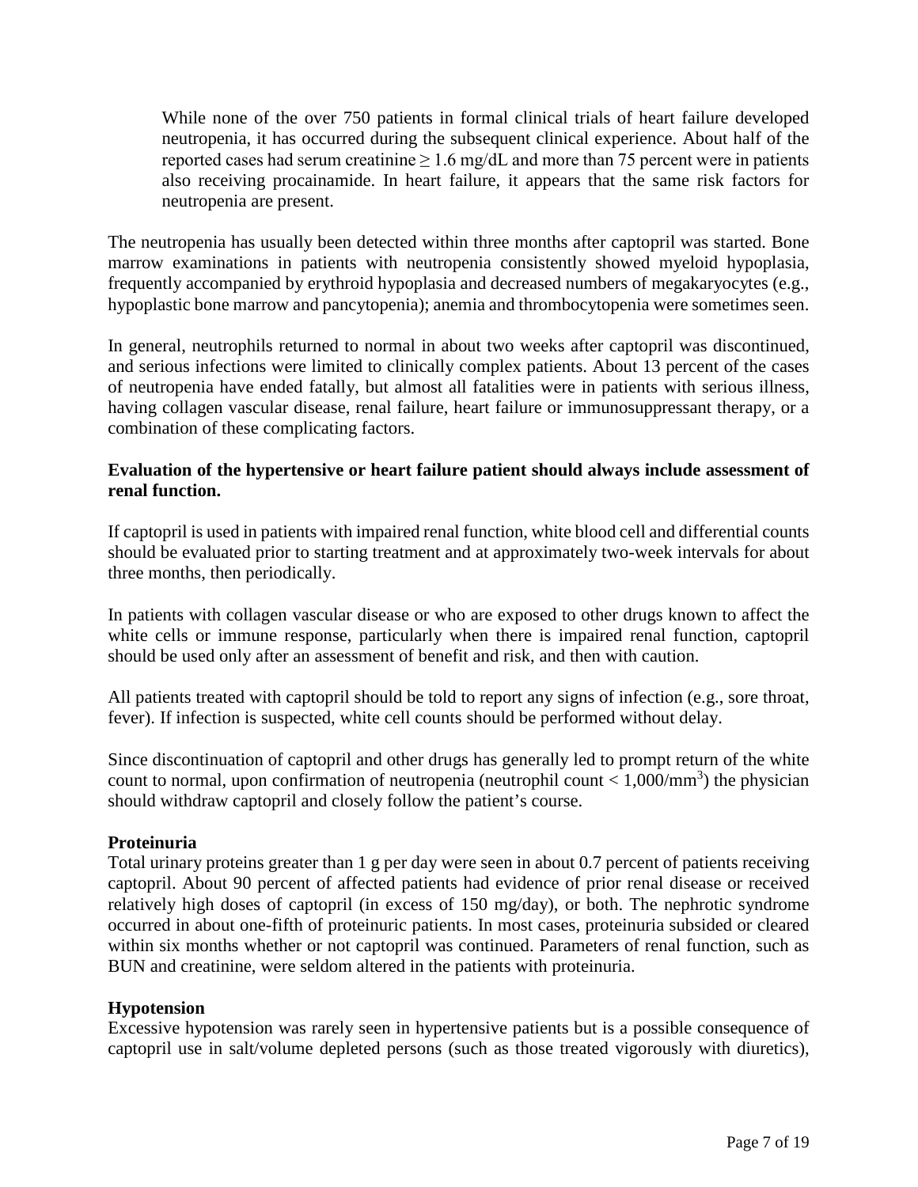> While none of the over 750 patients in formal clinical trials of heart failure developed neutropenia, it has occurred during the subsequent clinical experience. About half of the reported cases had serum creatinine $\geq 1.6$ mg/dL and more than 75 percent were in patients also receiving procainamide. In heart failure, it appears that the same risk factors for neutropenia are present.

The neutropenia has usually been detected within three months after captopril was started. Bone marrow examinations in patients with neutropenia consistently showed myeloid hypoplasia, frequently accompanied by erythroid hypoplasia and decreased numbers of megakaryocytes (e.g., hypoplastic bone marrow and pancytopenia); anemia and thrombocytopenia were sometimes seen.

In general, neutrophils returned to normal in about two weeks after captopril was discontinued, and serious infections were limited to clinically complex patients. About 13 percent of the cases of neutropenia have ended fatally, but almost all fatalities were in patients with serious illness, having collagen vascular disease, renal failure, heart failure or immunosuppressant therapy, or a combination of these complicating factors.

**Evaluation of the hypertensive or heart failure patient should always include assessment of renal function.**

If captopril is used in patients with impaired renal function, white blood cell and differential counts should be evaluated prior to starting treatment and at approximately two-week intervals for about three months, then periodically.

In patients with collagen vascular disease or who are exposed to other drugs known to affect the white cells or immune response, particularly when there is impaired renal function, captopril should be used only after an assessment of benefit and risk, and then with caution.

All patients treated with captopril should be told to report any signs of infection (e.g., sore throat, fever). If infection is suspected, white cell counts should be performed without delay.

Since discontinuation of captopril and other drugs has generally led to prompt return of the white count to normal, upon confirmation of neutropenia (neutrophil count $< 1{,}000/mm^3$) the physician should withdraw captopril and closely follow the patient's course.

**Proteinuria**

Total urinary proteins greater than 1 g per day were seen in about 0.7 percent of patients receiving captopril. About 90 percent of affected patients had evidence of prior renal disease or received relatively high doses of captopril (in excess of 150 mg/day), or both. The nephrotic syndrome occurred in about one-fifth of proteinuric patients. In most cases, proteinuria subsided or cleared within six months whether or not captopril was continued. Parameters of renal function, such as BUN and creatinine, were seldom altered in the patients with proteinuria.

**Hypotension**

Excessive hypotension was rarely seen in hypertensive patients but is a possible consequence of captopril use in salt/volume depleted persons (such as those treated vigorously with diuretics),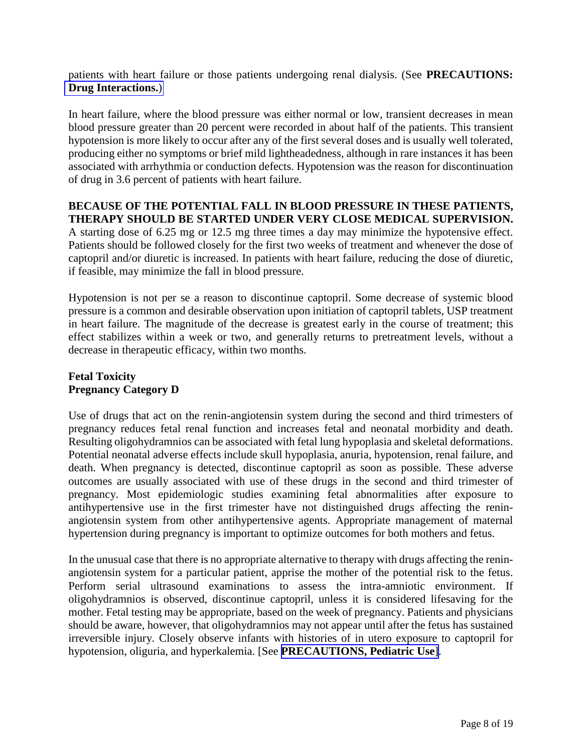patients with heart failure or those patients undergoing renal dialysis. (See **PRECAUTIONS: Drug Interactions.**)

In heart failure, where the blood pressure was either normal or low, transient decreases in mean blood pressure greater than 20 percent were recorded in about half of the patients. This transient hypotension is more likely to occur after any of the first several doses and is usually well tolerated, producing either no symptoms or brief mild lightheadedness, although in rare instances it has been associated with arrhythmia or conduction defects. Hypotension was the reason for discontinuation of drug in 3.6 percent of patients with heart failure.

**BECAUSE OF THE POTENTIAL FALL IN BLOOD PRESSURE IN THESE PATIENTS, THERAPY SHOULD BE STARTED UNDER VERY CLOSE MEDICAL SUPERVISION.** A starting dose of 6.25 mg or 12.5 mg three times a day may minimize the hypotensive effect. Patients should be followed closely for the first two weeks of treatment and whenever the dose of captopril and/or diuretic is increased. In patients with heart failure, reducing the dose of diuretic, if feasible, may minimize the fall in blood pressure.

Hypotension is not per se a reason to discontinue captopril. Some decrease of systemic blood pressure is a common and desirable observation upon initiation of captopril tablets, USP treatment in heart failure. The magnitude of the decrease is greatest early in the course of treatment; this effect stabilizes within a week or two, and generally returns to pretreatment levels, without a decrease in therapeutic efficacy, within two months.

**Fetal Toxicity**
**Pregnancy Category D**

Use of drugs that act on the renin-angiotensin system during the second and third trimesters of pregnancy reduces fetal renal function and increases fetal and neonatal morbidity and death. Resulting oligohydramnios can be associated with fetal lung hypoplasia and skeletal deformations. Potential neonatal adverse effects include skull hypoplasia, anuria, hypotension, renal failure, and death. When pregnancy is detected, discontinue captopril as soon as possible. These adverse outcomes are usually associated with use of these drugs in the second and third trimester of pregnancy. Most epidemiologic studies examining fetal abnormalities after exposure to antihypertensive use in the first trimester have not distinguished drugs affecting the renin-angiotensin system from other antihypertensive agents. Appropriate management of maternal hypertension during pregnancy is important to optimize outcomes for both mothers and fetus.

In the unusual case that there is no appropriate alternative to therapy with drugs affecting the renin-angiotensin system for a particular patient, apprise the mother of the potential risk to the fetus. Perform serial ultrasound examinations to assess the intra-amniotic environment. If oligohydramnios is observed, discontinue captopril, unless it is considered lifesaving for the mother. Fetal testing may be appropriate, based on the week of pregnancy. Patients and physicians should be aware, however, that oligohydramnios may not appear until after the fetus has sustained irreversible injury. Closely observe infants with histories of in utero exposure to captopril for hypotension, oliguria, and hyperkalemia. [See **PRECAUTIONS, Pediatric Use**].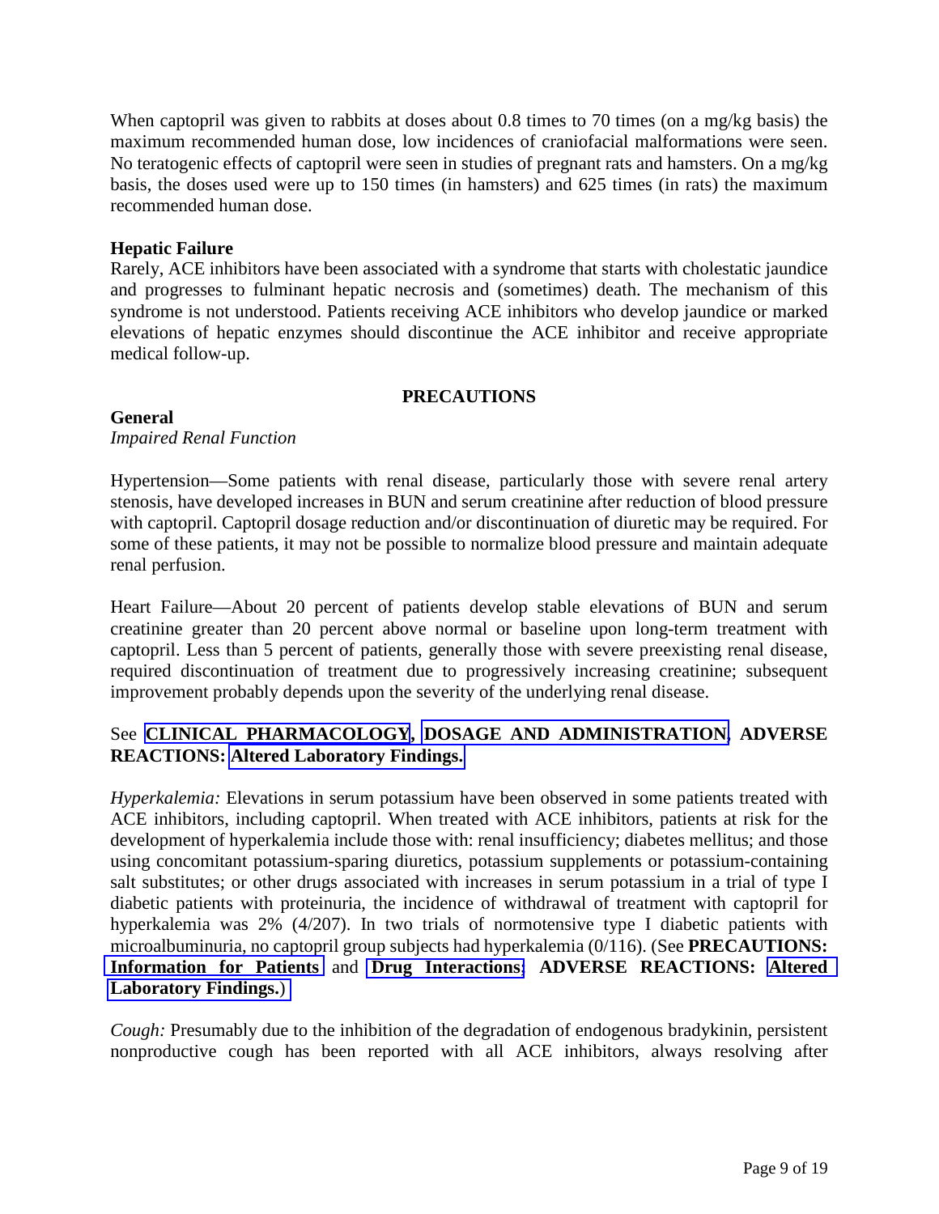When captopril was given to rabbits at doses about 0.8 times to 70 times (on a mg/kg basis) the maximum recommended human dose, low incidences of craniofacial malformations were seen. No teratogenic effects of captopril were seen in studies of pregnant rats and hamsters. On a mg/kg basis, the doses used were up to 150 times (in hamsters) and 625 times (in rats) the maximum recommended human dose.

### Hepatic Failure

Rarely, ACE inhibitors have been associated with a syndrome that starts with cholestatic jaundice and progresses to fulminant hepatic necrosis and (sometimes) death. The mechanism of this syndrome is not understood. Patients receiving ACE inhibitors who develop jaundice or marked elevations of hepatic enzymes should discontinue the ACE inhibitor and receive appropriate medical follow-up.

## PRECAUTIONS

### General

*Impaired Renal Function*

Hypertension—Some patients with renal disease, particularly those with severe renal artery stenosis, have developed increases in BUN and serum creatinine after reduction of blood pressure with captopril. Captopril dosage reduction and/or discontinuation of diuretic may be required. For some of these patients, it may not be possible to normalize blood pressure and maintain adequate renal perfusion.

Heart Failure—About 20 percent of patients develop stable elevations of BUN and serum creatinine greater than 20 percent above normal or baseline upon long-term treatment with captopril. Less than 5 percent of patients, generally those with severe preexisting renal disease, required discontinuation of treatment due to progressively increasing creatinine; subsequent improvement probably depends upon the severity of the underlying renal disease.

See **CLINICAL PHARMACOLOGY, DOSAGE AND ADMINISTRATION, ADVERSE REACTIONS: Altered Laboratory Findings.**

*Hyperkalemia:* Elevations in serum potassium have been observed in some patients treated with ACE inhibitors, including captopril. When treated with ACE inhibitors, patients at risk for the development of hyperkalemia include those with: renal insufficiency; diabetes mellitus; and those using concomitant potassium-sparing diuretics, potassium supplements or potassium-containing salt substitutes; or other drugs associated with increases in serum potassium in a trial of type I diabetic patients with proteinuria, the incidence of withdrawal of treatment with captopril for hyperkalemia was 2% (4/207). In two trials of normotensive type I diabetic patients with microalbuminuria, no captopril group subjects had hyperkalemia (0/116). (See **PRECAUTIONS: Information for Patients** and **Drug Interactions; ADVERSE REACTIONS: Altered Laboratory Findings.**)

*Cough:* Presumably due to the inhibition of the degradation of endogenous bradykinin, persistent nonproductive cough has been reported with all ACE inhibitors, always resolving after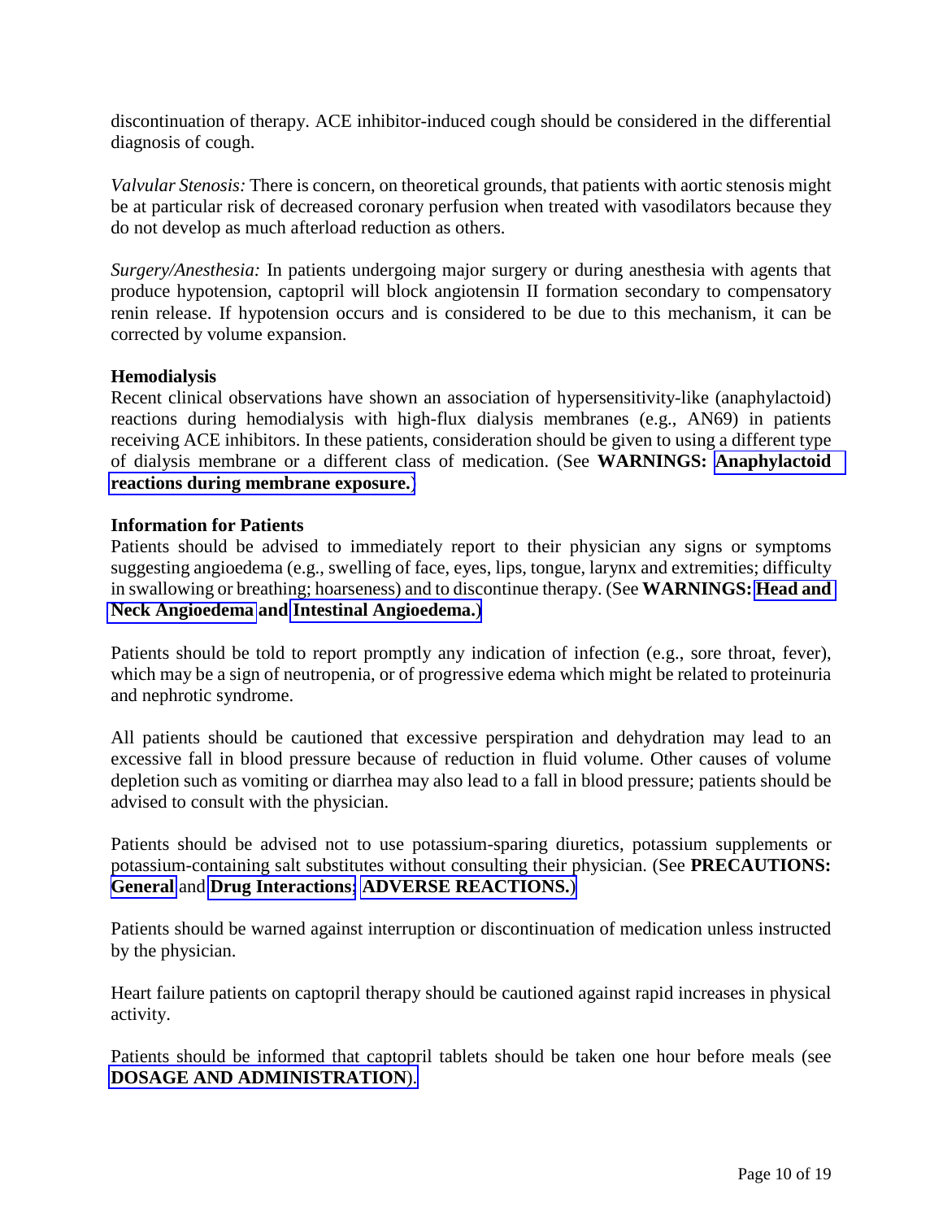discontinuation of therapy. ACE inhibitor-induced cough should be considered in the differential diagnosis of cough.

*Valvular Stenosis:* There is concern, on theoretical grounds, that patients with aortic stenosis might be at particular risk of decreased coronary perfusion when treated with vasodilators because they do not develop as much afterload reduction as others.

*Surgery/Anesthesia:* In patients undergoing major surgery or during anesthesia with agents that produce hypotension, captopril will block angiotensin II formation secondary to compensatory renin release. If hypotension occurs and is considered to be due to this mechanism, it can be corrected by volume expansion.

**Hemodialysis**

Recent clinical observations have shown an association of hypersensitivity-like (anaphylactoid) reactions during hemodialysis with high-flux dialysis membranes (e.g., AN69) in patients receiving ACE inhibitors. In these patients, consideration should be given to using a different type of dialysis membrane or a different class of medication. (See **WARNINGS: Anaphylactoid reactions during membrane exposure.**)

**Information for Patients**

Patients should be advised to immediately report to their physician any signs or symptoms suggesting angioedema (e.g., swelling of face, eyes, lips, tongue, larynx and extremities; difficulty in swallowing or breathing; hoarseness) and to discontinue therapy. (See **WARNINGS: Head and Neck Angioedema and Intestinal Angioedema.)**

Patients should be told to report promptly any indication of infection (e.g., sore throat, fever), which may be a sign of neutropenia, or of progressive edema which might be related to proteinuria and nephrotic syndrome.

All patients should be cautioned that excessive perspiration and dehydration may lead to an excessive fall in blood pressure because of reduction in fluid volume. Other causes of volume depletion such as vomiting or diarrhea may also lead to a fall in blood pressure; patients should be advised to consult with the physician.

Patients should be advised not to use potassium-sparing diuretics, potassium supplements or potassium-containing salt substitutes without consulting their physician. (See **PRECAUTIONS: General** and **Drug Interactions**; **ADVERSE REACTIONS.**)

Patients should be warned against interruption or discontinuation of medication unless instructed by the physician.

Heart failure patients on captopril therapy should be cautioned against rapid increases in physical activity.

Patients should be informed that captopril tablets should be taken one hour before meals (see **DOSAGE AND ADMINISTRATION**).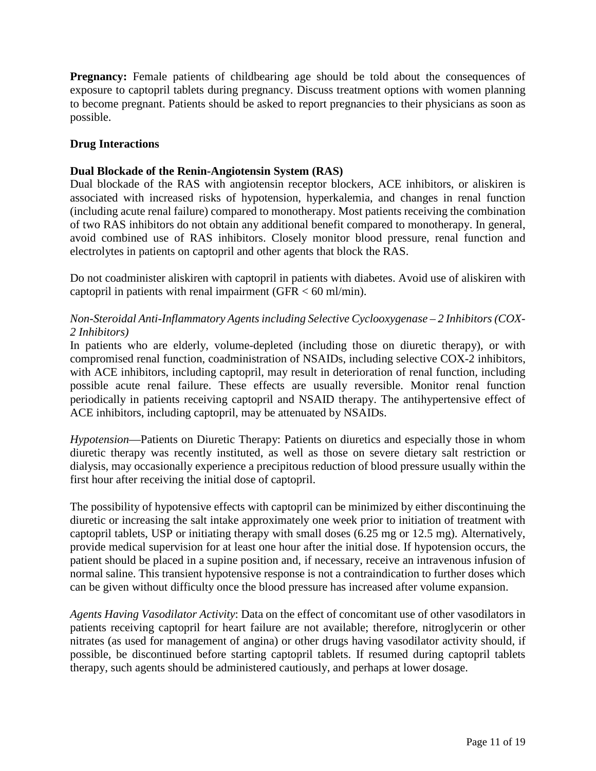**Pregnancy:** Female patients of childbearing age should be told about the consequences of exposure to captopril tablets during pregnancy. Discuss treatment options with women planning to become pregnant. Patients should be asked to report pregnancies to their physicians as soon as possible.

**Drug Interactions**

**Dual Blockade of the Renin-Angiotensin System (RAS)**

Dual blockade of the RAS with angiotensin receptor blockers, ACE inhibitors, or aliskiren is associated with increased risks of hypotension, hyperkalemia, and changes in renal function (including acute renal failure) compared to monotherapy. Most patients receiving the combination of two RAS inhibitors do not obtain any additional benefit compared to monotherapy. In general, avoid combined use of RAS inhibitors. Closely monitor blood pressure, renal function and electrolytes in patients on captopril and other agents that block the RAS.

Do not coadminister aliskiren with captopril in patients with diabetes. Avoid use of aliskiren with captopril in patients with renal impairment (GFR < 60 ml/min).

*Non-Steroidal Anti-Inflammatory Agents including Selective Cyclooxygenase – 2 Inhibitors (COX-2 Inhibitors)*

In patients who are elderly, volume-depleted (including those on diuretic therapy), or with compromised renal function, coadministration of NSAIDs, including selective COX-2 inhibitors, with ACE inhibitors, including captopril, may result in deterioration of renal function, including possible acute renal failure. These effects are usually reversible. Monitor renal function periodically in patients receiving captopril and NSAID therapy. The antihypertensive effect of ACE inhibitors, including captopril, may be attenuated by NSAIDs.

*Hypotension*—Patients on Diuretic Therapy: Patients on diuretics and especially those in whom diuretic therapy was recently instituted, as well as those on severe dietary salt restriction or dialysis, may occasionally experience a precipitous reduction of blood pressure usually within the first hour after receiving the initial dose of captopril.

The possibility of hypotensive effects with captopril can be minimized by either discontinuing the diuretic or increasing the salt intake approximately one week prior to initiation of treatment with captopril tablets, USP or initiating therapy with small doses (6.25 mg or 12.5 mg). Alternatively, provide medical supervision for at least one hour after the initial dose. If hypotension occurs, the patient should be placed in a supine position and, if necessary, receive an intravenous infusion of normal saline. This transient hypotensive response is not a contraindication to further doses which can be given without difficulty once the blood pressure has increased after volume expansion.

*Agents Having Vasodilator Activity*: Data on the effect of concomitant use of other vasodilators in patients receiving captopril for heart failure are not available; therefore, nitroglycerin or other nitrates (as used for management of angina) or other drugs having vasodilator activity should, if possible, be discontinued before starting captopril tablets. If resumed during captopril tablets therapy, such agents should be administered cautiously, and perhaps at lower dosage.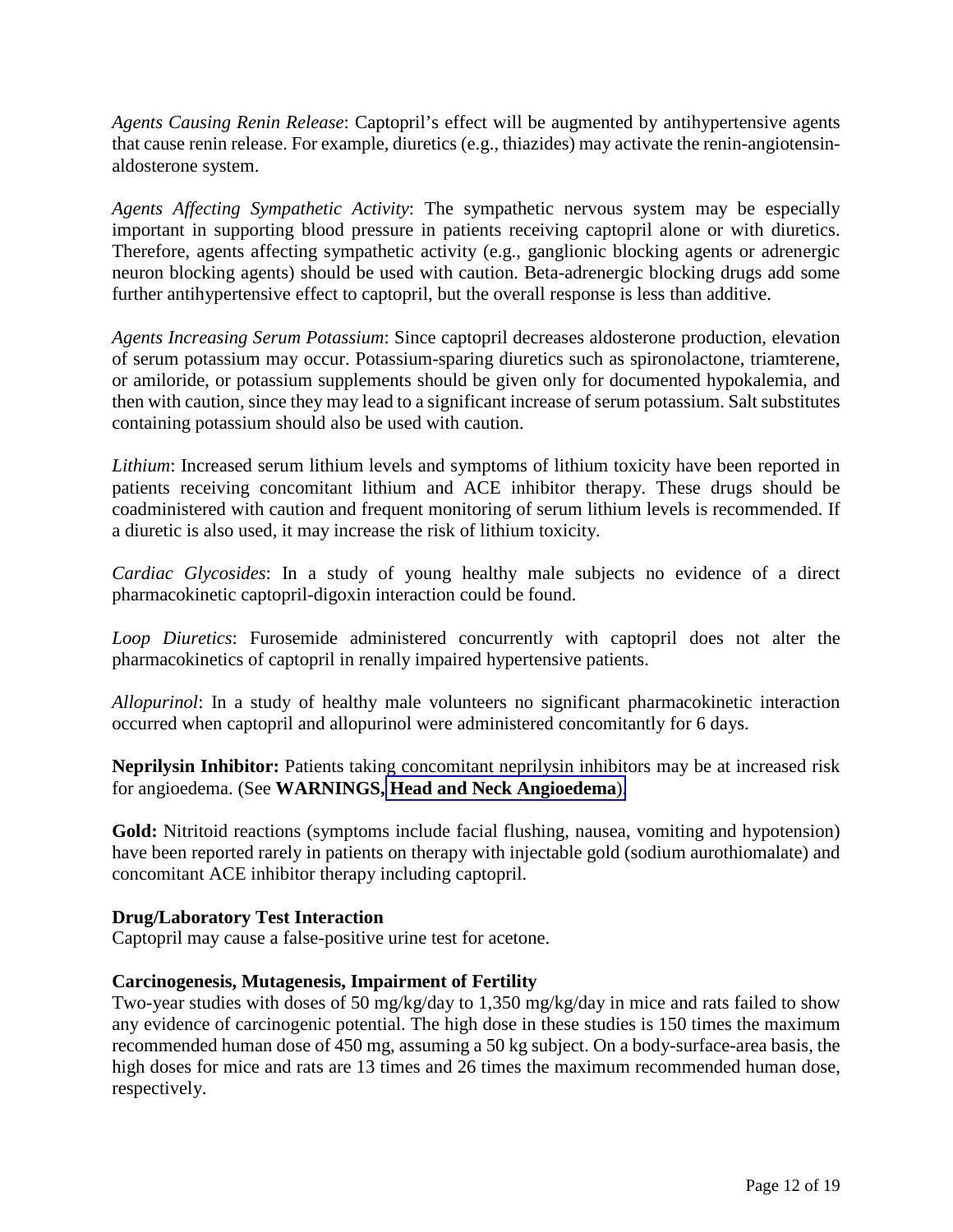*Agents Causing Renin Release*: Captopril's effect will be augmented by antihypertensive agents that cause renin release. For example, diuretics (e.g., thiazides) may activate the renin-angiotensin-aldosterone system.

*Agents Affecting Sympathetic Activity*: The sympathetic nervous system may be especially important in supporting blood pressure in patients receiving captopril alone or with diuretics. Therefore, agents affecting sympathetic activity (e.g., ganglionic blocking agents or adrenergic neuron blocking agents) should be used with caution. Beta-adrenergic blocking drugs add some further antihypertensive effect to captopril, but the overall response is less than additive.

*Agents Increasing Serum Potassium*: Since captopril decreases aldosterone production, elevation of serum potassium may occur. Potassium-sparing diuretics such as spironolactone, triamterene, or amiloride, or potassium supplements should be given only for documented hypokalemia, and then with caution, since they may lead to a significant increase of serum potassium. Salt substitutes containing potassium should also be used with caution.

*Lithium*: Increased serum lithium levels and symptoms of lithium toxicity have been reported in patients receiving concomitant lithium and ACE inhibitor therapy. These drugs should be coadministered with caution and frequent monitoring of serum lithium levels is recommended. If a diuretic is also used, it may increase the risk of lithium toxicity.

*Cardiac Glycosides*: In a study of young healthy male subjects no evidence of a direct pharmacokinetic captopril-digoxin interaction could be found.

*Loop Diuretics*: Furosemide administered concurrently with captopril does not alter the pharmacokinetics of captopril in renally impaired hypertensive patients.

*Allopurinol*: In a study of healthy male volunteers no significant pharmacokinetic interaction occurred when captopril and allopurinol were administered concomitantly for 6 days.

**Neprilysin Inhibitor:** Patients taking concomitant neprilysin inhibitors may be at increased risk for angioedema. (See **WARNINGS, Head and Neck Angioedema**).

**Gold:** Nitritoid reactions (symptoms include facial flushing, nausea, vomiting and hypotension) have been reported rarely in patients on therapy with injectable gold (sodium aurothiomalate) and concomitant ACE inhibitor therapy including captopril.

**Drug/Laboratory Test Interaction**

Captopril may cause a false-positive urine test for acetone.

**Carcinogenesis, Mutagenesis, Impairment of Fertility**

Two-year studies with doses of 50 mg/kg/day to 1,350 mg/kg/day in mice and rats failed to show any evidence of carcinogenic potential. The high dose in these studies is 150 times the maximum recommended human dose of 450 mg, assuming a 50 kg subject. On a body-surface-area basis, the high doses for mice and rats are 13 times and 26 times the maximum recommended human dose, respectively.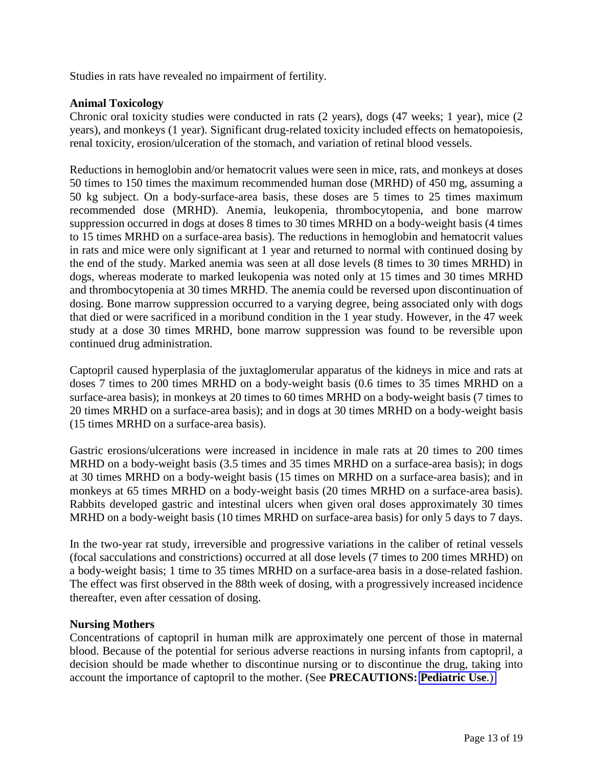Studies in rats have revealed no impairment of fertility.

**Animal Toxicology**

Chronic oral toxicity studies were conducted in rats (2 years), dogs (47 weeks; 1 year), mice (2 years), and monkeys (1 year). Significant drug-related toxicity included effects on hematopoiesis, renal toxicity, erosion/ulceration of the stomach, and variation of retinal blood vessels.

Reductions in hemoglobin and/or hematocrit values were seen in mice, rats, and monkeys at doses 50 times to 150 times the maximum recommended human dose (MRHD) of 450 mg, assuming a 50 kg subject. On a body-surface-area basis, these doses are 5 times to 25 times maximum recommended dose (MRHD). Anemia, leukopenia, thrombocytopenia, and bone marrow suppression occurred in dogs at doses 8 times to 30 times MRHD on a body-weight basis (4 times to 15 times MRHD on a surface-area basis). The reductions in hemoglobin and hematocrit values in rats and mice were only significant at 1 year and returned to normal with continued dosing by the end of the study. Marked anemia was seen at all dose levels (8 times to 30 times MRHD) in dogs, whereas moderate to marked leukopenia was noted only at 15 times and 30 times MRHD and thrombocytopenia at 30 times MRHD. The anemia could be reversed upon discontinuation of dosing. Bone marrow suppression occurred to a varying degree, being associated only with dogs that died or were sacrificed in a moribund condition in the 1 year study. However, in the 47 week study at a dose 30 times MRHD, bone marrow suppression was found to be reversible upon continued drug administration.

Captopril caused hyperplasia of the juxtaglomerular apparatus of the kidneys in mice and rats at doses 7 times to 200 times MRHD on a body-weight basis (0.6 times to 35 times MRHD on a surface-area basis); in monkeys at 20 times to 60 times MRHD on a body-weight basis (7 times to 20 times MRHD on a surface-area basis); and in dogs at 30 times MRHD on a body-weight basis (15 times MRHD on a surface-area basis).

Gastric erosions/ulcerations were increased in incidence in male rats at 20 times to 200 times MRHD on a body-weight basis (3.5 times and 35 times MRHD on a surface-area basis); in dogs at 30 times MRHD on a body-weight basis (15 times on MRHD on a surface-area basis); and in monkeys at 65 times MRHD on a body-weight basis (20 times MRHD on a surface-area basis). Rabbits developed gastric and intestinal ulcers when given oral doses approximately 30 times MRHD on a body-weight basis (10 times MRHD on surface-area basis) for only 5 days to 7 days.

In the two-year rat study, irreversible and progressive variations in the caliber of retinal vessels (focal sacculations and constrictions) occurred at all dose levels (7 times to 200 times MRHD) on a body-weight basis; 1 time to 35 times MRHD on a surface-area basis in a dose-related fashion. The effect was first observed in the 88th week of dosing, with a progressively increased incidence thereafter, even after cessation of dosing.

**Nursing Mothers**

Concentrations of captopril in human milk are approximately one percent of those in maternal blood. Because of the potential for serious adverse reactions in nursing infants from captopril, a decision should be made whether to discontinue nursing or to discontinue the drug, taking into account the importance of captopril to the mother. (See **PRECAUTIONS: Pediatric Use**.)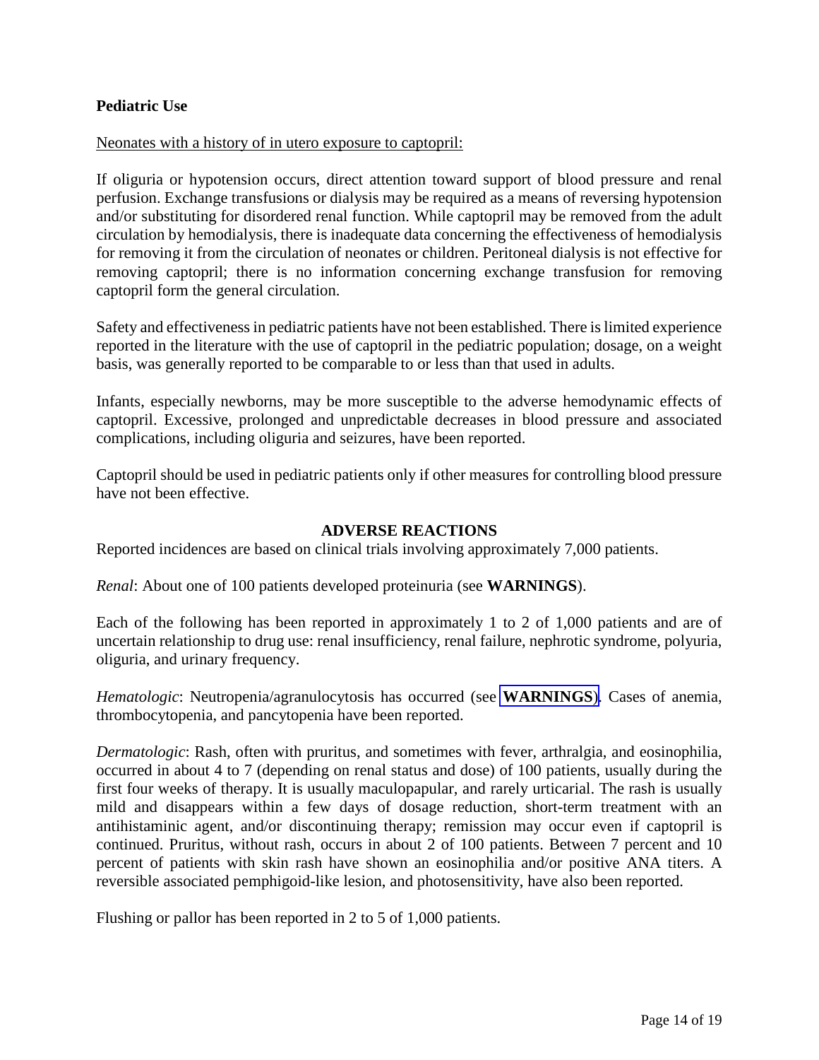**Pediatric Use**

Neonates with a history of in utero exposure to captopril:

If oliguria or hypotension occurs, direct attention toward support of blood pressure and renal perfusion. Exchange transfusions or dialysis may be required as a means of reversing hypotension and/or substituting for disordered renal function. While captopril may be removed from the adult circulation by hemodialysis, there is inadequate data concerning the effectiveness of hemodialysis for removing it from the circulation of neonates or children. Peritoneal dialysis is not effective for removing captopril; there is no information concerning exchange transfusion for removing captopril form the general circulation.

Safety and effectiveness in pediatric patients have not been established. There is limited experience reported in the literature with the use of captopril in the pediatric population; dosage, on a weight basis, was generally reported to be comparable to or less than that used in adults.

Infants, especially newborns, may be more susceptible to the adverse hemodynamic effects of captopril. Excessive, prolonged and unpredictable decreases in blood pressure and associated complications, including oliguria and seizures, have been reported.

Captopril should be used in pediatric patients only if other measures for controlling blood pressure have not been effective.

## ADVERSE REACTIONS

Reported incidences are based on clinical trials involving approximately 7,000 patients.

*Renal*: About one of 100 patients developed proteinuria (see **WARNINGS**).

Each of the following has been reported in approximately 1 to 2 of 1,000 patients and are of uncertain relationship to drug use: renal insufficiency, renal failure, nephrotic syndrome, polyuria, oliguria, and urinary frequency.

*Hematologic*: Neutropenia/agranulocytosis has occurred (see **WARNINGS**). Cases of anemia, thrombocytopenia, and pancytopenia have been reported.

*Dermatologic*: Rash, often with pruritus, and sometimes with fever, arthralgia, and eosinophilia, occurred in about 4 to 7 (depending on renal status and dose) of 100 patients, usually during the first four weeks of therapy. It is usually maculopapular, and rarely urticarial. The rash is usually mild and disappears within a few days of dosage reduction, short-term treatment with an antihistaminic agent, and/or discontinuing therapy; remission may occur even if captopril is continued. Pruritus, without rash, occurs in about 2 of 100 patients. Between 7 percent and 10 percent of patients with skin rash have shown an eosinophilia and/or positive ANA titers. A reversible associated pemphigoid-like lesion, and photosensitivity, have also been reported.

Flushing or pallor has been reported in 2 to 5 of 1,000 patients.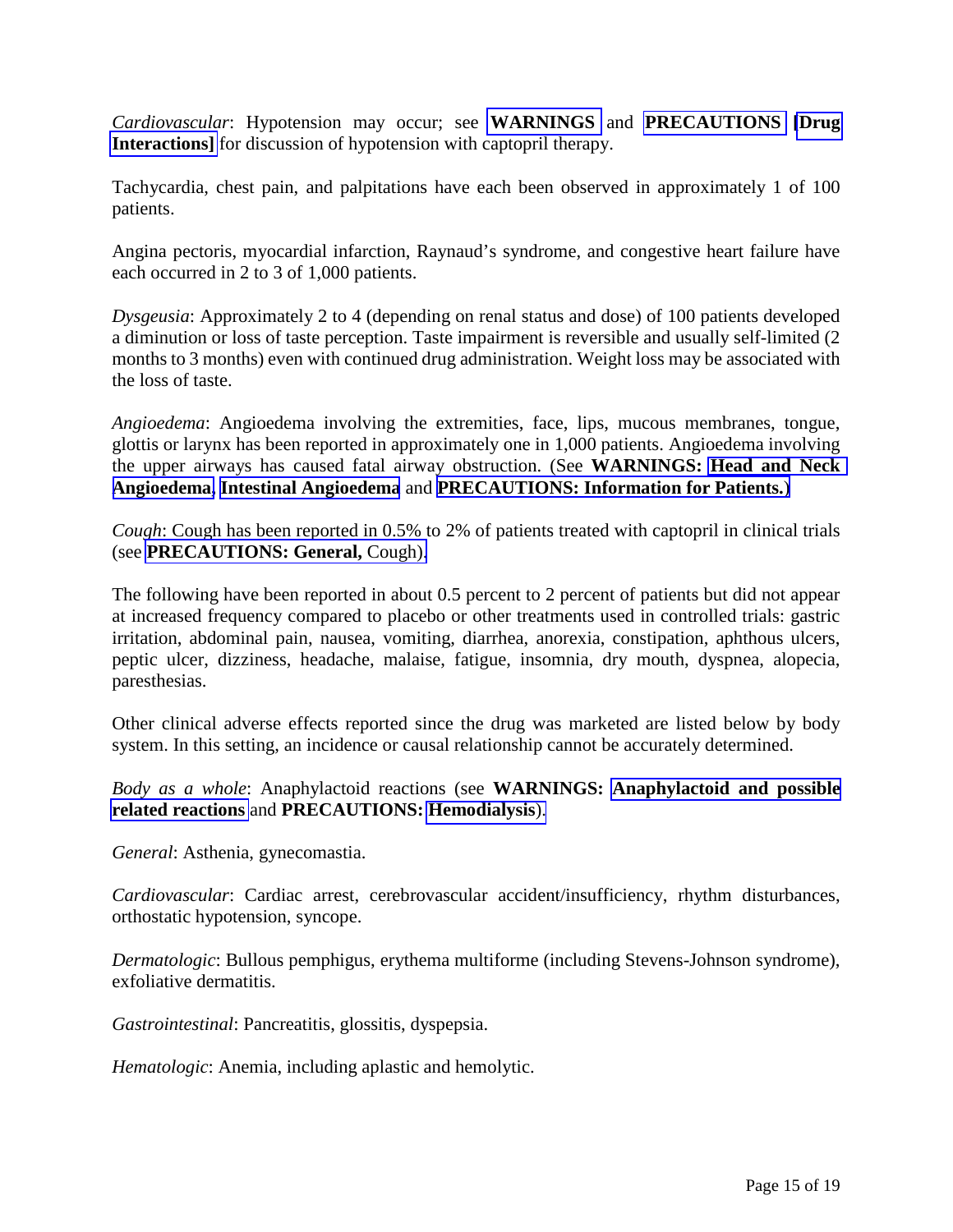*Cardiovascular*: Hypotension may occur; see **WARNINGS** and **PRECAUTIONS [Drug Interactions]** for discussion of hypotension with captopril therapy.

Tachycardia, chest pain, and palpitations have each been observed in approximately 1 of 100 patients.

Angina pectoris, myocardial infarction, Raynaud's syndrome, and congestive heart failure have each occurred in 2 to 3 of 1,000 patients.

*Dysgeusia*: Approximately 2 to 4 (depending on renal status and dose) of 100 patients developed a diminution or loss of taste perception. Taste impairment is reversible and usually self-limited (2 months to 3 months) even with continued drug administration. Weight loss may be associated with the loss of taste.

*Angioedema*: Angioedema involving the extremities, face, lips, mucous membranes, tongue, glottis or larynx has been reported in approximately one in 1,000 patients. Angioedema involving the upper airways has caused fatal airway obstruction. (See **WARNINGS: Head and Neck Angioedema**, **Intestinal Angioedema** and **PRECAUTIONS: Information for Patients.**)

*Cough*: Cough has been reported in 0.5% to 2% of patients treated with captopril in clinical trials (see **PRECAUTIONS: General,** Cough).

The following have been reported in about 0.5 percent to 2 percent of patients but did not appear at increased frequency compared to placebo or other treatments used in controlled trials: gastric irritation, abdominal pain, nausea, vomiting, diarrhea, anorexia, constipation, aphthous ulcers, peptic ulcer, dizziness, headache, malaise, fatigue, insomnia, dry mouth, dyspnea, alopecia, paresthesias.

Other clinical adverse effects reported since the drug was marketed are listed below by body system. In this setting, an incidence or causal relationship cannot be accurately determined.

*Body as a whole*: Anaphylactoid reactions (see **WARNINGS: Anaphylactoid and possible related reactions** and **PRECAUTIONS: Hemodialysis**).

*General*: Asthenia, gynecomastia.

*Cardiovascular*: Cardiac arrest, cerebrovascular accident/insufficiency, rhythm disturbances, orthostatic hypotension, syncope.

*Dermatologic*: Bullous pemphigus, erythema multiforme (including Stevens-Johnson syndrome), exfoliative dermatitis.

*Gastrointestinal*: Pancreatitis, glossitis, dyspepsia.

*Hematologic*: Anemia, including aplastic and hemolytic.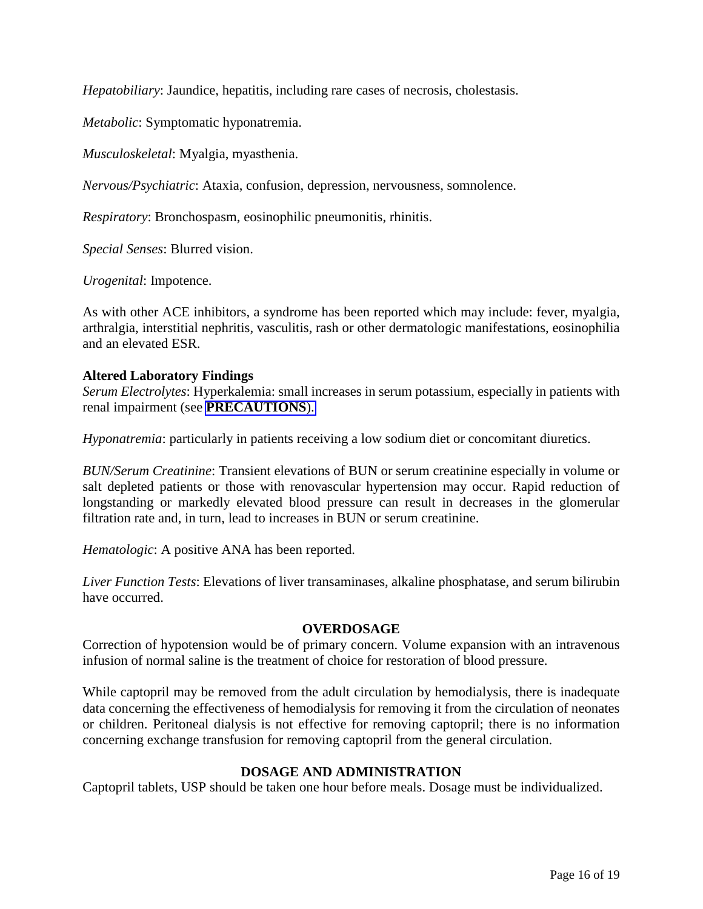*Hepatobiliary*: Jaundice, hepatitis, including rare cases of necrosis, cholestasis.

*Metabolic*: Symptomatic hyponatremia.

*Musculoskeletal*: Myalgia, myasthenia.

*Nervous/Psychiatric*: Ataxia, confusion, depression, nervousness, somnolence.

*Respiratory*: Bronchospasm, eosinophilic pneumonitis, rhinitis.

*Special Senses*: Blurred vision.

*Urogenital*: Impotence.

As with other ACE inhibitors, a syndrome has been reported which may include: fever, myalgia, arthralgia, interstitial nephritis, vasculitis, rash or other dermatologic manifestations, eosinophilia and an elevated ESR.

**Altered Laboratory Findings**

*Serum Electrolytes*: Hyperkalemia: small increases in serum potassium, especially in patients with renal impairment (see **PRECAUTIONS**).

*Hyponatremia*: particularly in patients receiving a low sodium diet or concomitant diuretics.

*BUN/Serum Creatinine*: Transient elevations of BUN or serum creatinine especially in volume or salt depleted patients or those with renovascular hypertension may occur. Rapid reduction of longstanding or markedly elevated blood pressure can result in decreases in the glomerular filtration rate and, in turn, lead to increases in BUN or serum creatinine.

*Hematologic*: A positive ANA has been reported.

*Liver Function Tests*: Elevations of liver transaminases, alkaline phosphatase, and serum bilirubin have occurred.

## OVERDOSAGE

Correction of hypotension would be of primary concern. Volume expansion with an intravenous infusion of normal saline is the treatment of choice for restoration of blood pressure.

While captopril may be removed from the adult circulation by hemodialysis, there is inadequate data concerning the effectiveness of hemodialysis for removing it from the circulation of neonates or children. Peritoneal dialysis is not effective for removing captopril; there is no information concerning exchange transfusion for removing captopril from the general circulation.

## DOSAGE AND ADMINISTRATION

Captopril tablets, USP should be taken one hour before meals. Dosage must be individualized.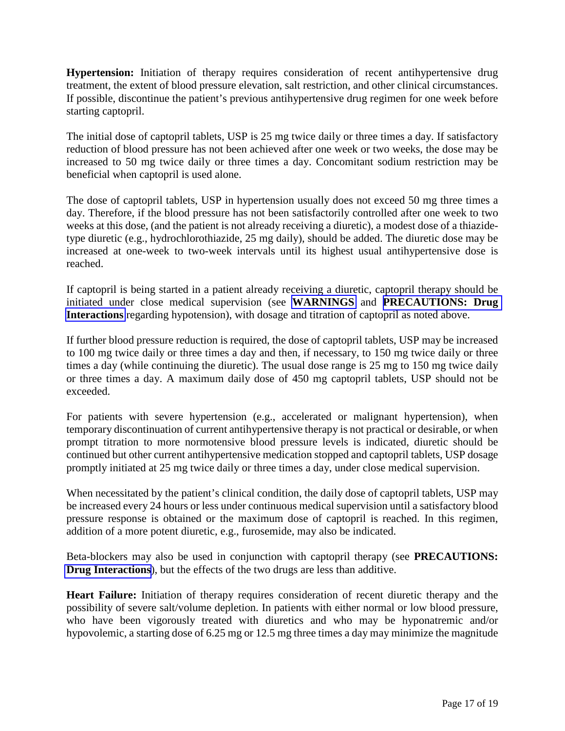**Hypertension:** Initiation of therapy requires consideration of recent antihypertensive drug treatment, the extent of blood pressure elevation, salt restriction, and other clinical circumstances. If possible, discontinue the patient's previous antihypertensive drug regimen for one week before starting captopril.

The initial dose of captopril tablets, USP is 25 mg twice daily or three times a day. If satisfactory reduction of blood pressure has not been achieved after one week or two weeks, the dose may be increased to 50 mg twice daily or three times a day. Concomitant sodium restriction may be beneficial when captopril is used alone.

The dose of captopril tablets, USP in hypertension usually does not exceed 50 mg three times a day. Therefore, if the blood pressure has not been satisfactorily controlled after one week to two weeks at this dose, (and the patient is not already receiving a diuretic), a modest dose of a thiazide-type diuretic (e.g., hydrochlorothiazide, 25 mg daily), should be added. The diuretic dose may be increased at one-week to two-week intervals until its highest usual antihypertensive dose is reached.

If captopril is being started in a patient already receiving a diuretic, captopril therapy should be initiated under close medical supervision (see **WARNINGS** and **PRECAUTIONS: Drug Interactions** regarding hypotension), with dosage and titration of captopril as noted above.

If further blood pressure reduction is required, the dose of captopril tablets, USP may be increased to 100 mg twice daily or three times a day and then, if necessary, to 150 mg twice daily or three times a day (while continuing the diuretic). The usual dose range is 25 mg to 150 mg twice daily or three times a day. A maximum daily dose of 450 mg captopril tablets, USP should not be exceeded.

For patients with severe hypertension (e.g., accelerated or malignant hypertension), when temporary discontinuation of current antihypertensive therapy is not practical or desirable, or when prompt titration to more normotensive blood pressure levels is indicated, diuretic should be continued but other current antihypertensive medication stopped and captopril tablets, USP dosage promptly initiated at 25 mg twice daily or three times a day, under close medical supervision.

When necessitated by the patient's clinical condition, the daily dose of captopril tablets, USP may be increased every 24 hours or less under continuous medical supervision until a satisfactory blood pressure response is obtained or the maximum dose of captopril is reached. In this regimen, addition of a more potent diuretic, e.g., furosemide, may also be indicated.

Beta-blockers may also be used in conjunction with captopril therapy (see **PRECAUTIONS: Drug Interactions**), but the effects of the two drugs are less than additive.

**Heart Failure:** Initiation of therapy requires consideration of recent diuretic therapy and the possibility of severe salt/volume depletion. In patients with either normal or low blood pressure, who have been vigorously treated with diuretics and who may be hyponatremic and/or hypovolemic, a starting dose of 6.25 mg or 12.5 mg three times a day may minimize the magnitude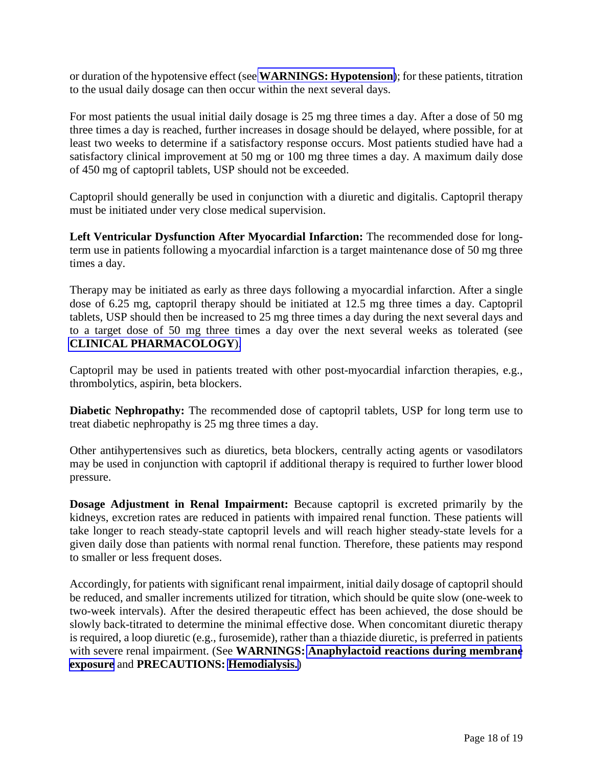or duration of the hypotensive effect (see **WARNINGS: Hypotension**); for these patients, titration to the usual daily dosage can then occur within the next several days.

For most patients the usual initial daily dosage is 25 mg three times a day. After a dose of 50 mg three times a day is reached, further increases in dosage should be delayed, where possible, for at least two weeks to determine if a satisfactory response occurs. Most patients studied have had a satisfactory clinical improvement at 50 mg or 100 mg three times a day. A maximum daily dose of 450 mg of captopril tablets, USP should not be exceeded.

Captopril should generally be used in conjunction with a diuretic and digitalis. Captopril therapy must be initiated under very close medical supervision.

**Left Ventricular Dysfunction After Myocardial Infarction:** The recommended dose for long-term use in patients following a myocardial infarction is a target maintenance dose of 50 mg three times a day.

Therapy may be initiated as early as three days following a myocardial infarction. After a single dose of 6.25 mg, captopril therapy should be initiated at 12.5 mg three times a day. Captopril tablets, USP should then be increased to 25 mg three times a day during the next several days and to a target dose of 50 mg three times a day over the next several weeks as tolerated (see **CLINICAL PHARMACOLOGY**).

Captopril may be used in patients treated with other post-myocardial infarction therapies, e.g., thrombolytics, aspirin, beta blockers.

**Diabetic Nephropathy:** The recommended dose of captopril tablets, USP for long term use to treat diabetic nephropathy is 25 mg three times a day.

Other antihypertensives such as diuretics, beta blockers, centrally acting agents or vasodilators may be used in conjunction with captopril if additional therapy is required to further lower blood pressure.

**Dosage Adjustment in Renal Impairment:** Because captopril is excreted primarily by the kidneys, excretion rates are reduced in patients with impaired renal function. These patients will take longer to reach steady-state captopril levels and will reach higher steady-state levels for a given daily dose than patients with normal renal function. Therefore, these patients may respond to smaller or less frequent doses.

Accordingly, for patients with significant renal impairment, initial daily dosage of captopril should be reduced, and smaller increments utilized for titration, which should be quite slow (one-week to two-week intervals). After the desired therapeutic effect has been achieved, the dose should be slowly back-titrated to determine the minimal effective dose. When concomitant diuretic therapy is required, a loop diuretic (e.g., furosemide), rather than a thiazide diuretic, is preferred in patients with severe renal impairment. (See **WARNINGS: Anaphylactoid reactions during membrane exposure** and **PRECAUTIONS: Hemodialysis.**)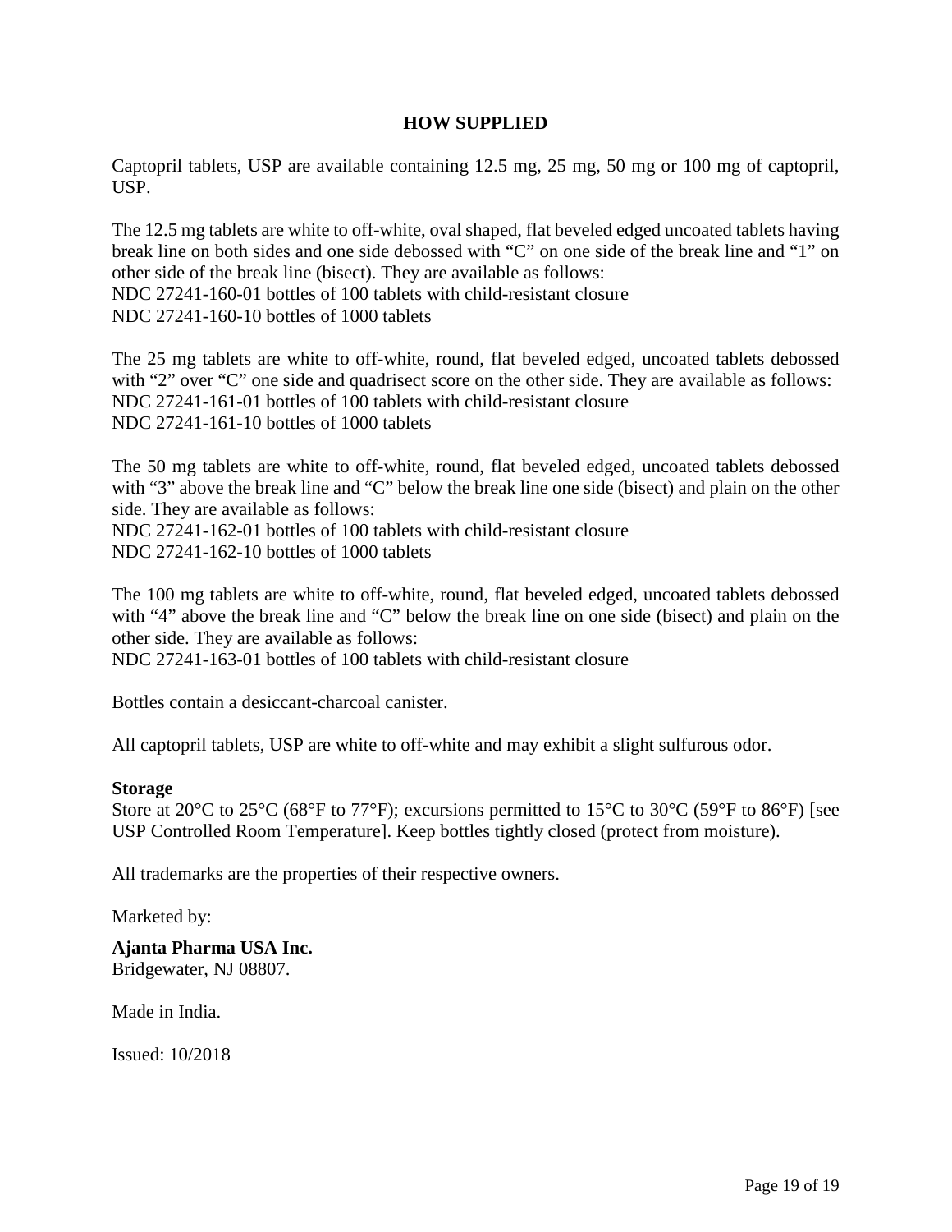## HOW SUPPLIED

Captopril tablets, USP are available containing 12.5 mg, 25 mg, 50 mg or 100 mg of captopril, USP.

The 12.5 mg tablets are white to off-white, oval shaped, flat beveled edged uncoated tablets having break line on both sides and one side debossed with "C" on one side of the break line and "1" on other side of the break line (bisect). They are available as follows:
NDC 27241-160-01 bottles of 100 tablets with child-resistant closure
NDC 27241-160-10 bottles of 1000 tablets

The 25 mg tablets are white to off-white, round, flat beveled edged, uncoated tablets debossed with "2" over "C" one side and quadrisect score on the other side. They are available as follows:
NDC 27241-161-01 bottles of 100 tablets with child-resistant closure
NDC 27241-161-10 bottles of 1000 tablets

The 50 mg tablets are white to off-white, round, flat beveled edged, uncoated tablets debossed with "3" above the break line and "C" below the break line one side (bisect) and plain on the other side. They are available as follows:
NDC 27241-162-01 bottles of 100 tablets with child-resistant closure
NDC 27241-162-10 bottles of 1000 tablets

The 100 mg tablets are white to off-white, round, flat beveled edged, uncoated tablets debossed with "4" above the break line and "C" below the break line on one side (bisect) and plain on the other side. They are available as follows:
NDC 27241-163-01 bottles of 100 tablets with child-resistant closure

Bottles contain a desiccant-charcoal canister.

All captopril tablets, USP are white to off-white and may exhibit a slight sulfurous odor.

**Storage**
Store at 20°C to 25°C (68°F to 77°F); excursions permitted to 15°C to 30°C (59°F to 86°F) [see USP Controlled Room Temperature]. Keep bottles tightly closed (protect from moisture).

All trademarks are the properties of their respective owners.

Marketed by:

**Ajanta Pharma USA Inc.**
Bridgewater, NJ 08807.

Made in India.

Issued: 10/2018